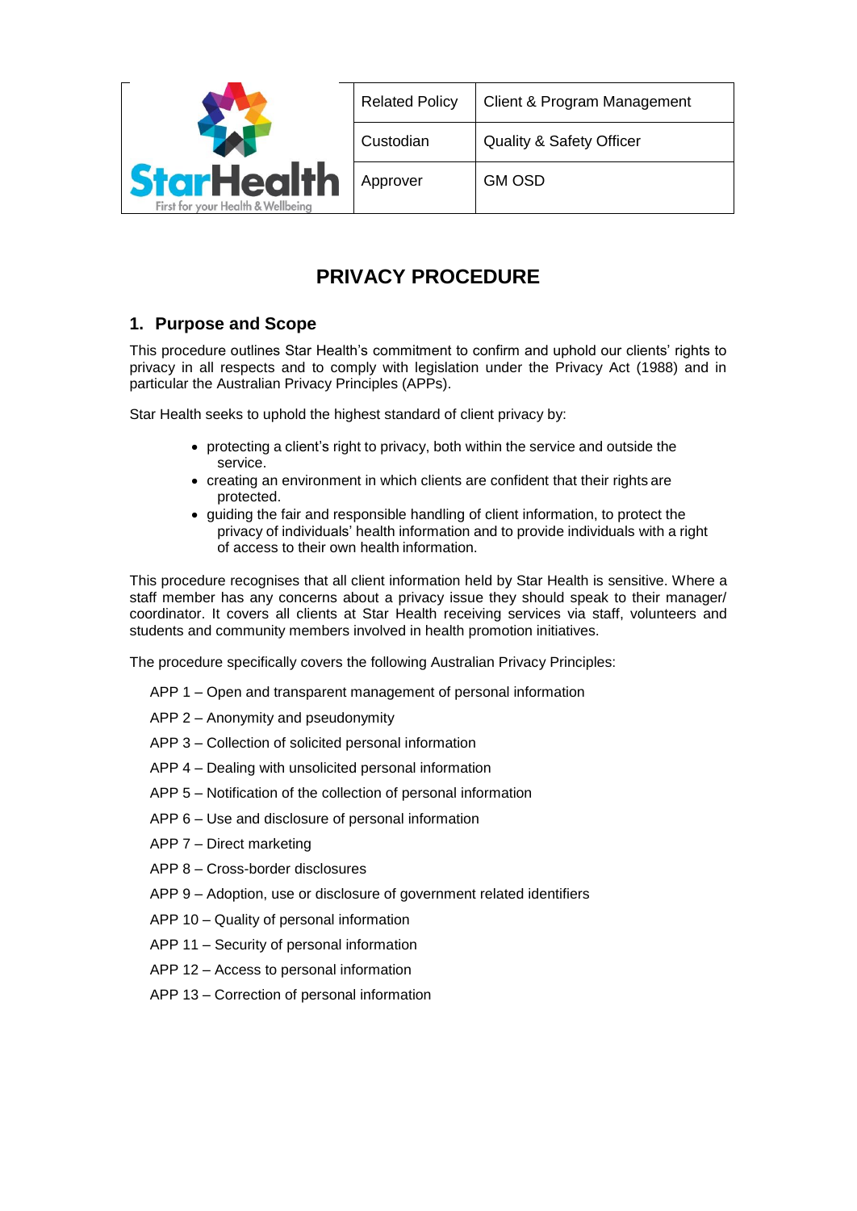| StarHealth First for your Health & Wellbeing | Related Policy | Client & Program Management |
| --- | --- | --- |
| | Custodian | Quality & Safety Officer |
| | Approver | GM OSD |

# PRIVACY PROCEDURE

## 1. Purpose and Scope

This procedure outlines Star Health's commitment to confirm and uphold our clients' rights to privacy in all respects and to comply with legislation under the Privacy Act (1988) and in particular the Australian Privacy Principles (APPs).

Star Health seeks to uphold the highest standard of client privacy by:

- protecting a client's right to privacy, both within the service and outside the service.
- creating an environment in which clients are confident that their rights are protected.
- guiding the fair and responsible handling of client information, to protect the privacy of individuals' health information and to provide individuals with a right of access to their own health information.

This procedure recognises that all client information held by Star Health is sensitive. Where a staff member has any concerns about a privacy issue they should speak to their manager/ coordinator. It covers all clients at Star Health receiving services via staff, volunteers and students and community members involved in health promotion initiatives.

The procedure specifically covers the following Australian Privacy Principles:

APP 1 – Open and transparent management of personal information

APP 2 – Anonymity and pseudonymity

APP 3 – Collection of solicited personal information

APP 4 – Dealing with unsolicited personal information

APP 5 – Notification of the collection of personal information

APP 6 – Use and disclosure of personal information

APP 7 – Direct marketing

APP 8 – Cross-border disclosures

APP 9 – Adoption, use or disclosure of government related identifiers

APP 10 – Quality of personal information

APP 11 – Security of personal information

APP 12 – Access to personal information

APP 13 – Correction of personal information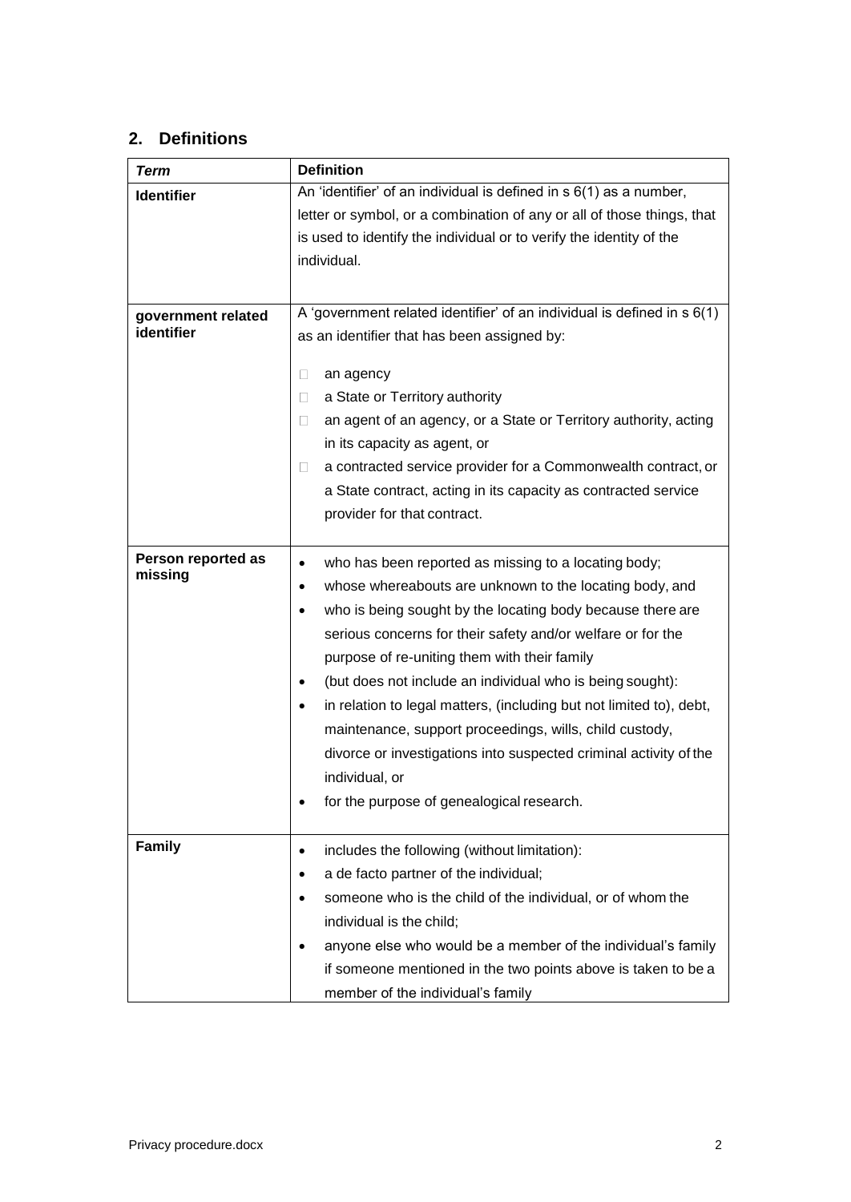## 2. Definitions

| *Term* | **Definition** |
|---|---|
| **Identifier** | An 'identifier' of an individual is defined in s 6(1) as a number, letter or symbol, or a combination of any or all of those things, that is used to identify the individual or to verify the identity of the individual. |
| **government related identifier** | A 'government related identifier' of an individual is defined in s 6(1) as an identifier that has been assigned by:<br>- an agency<br>- a State or Territory authority<br>- an agent of an agency, or a State or Territory authority, acting in its capacity as agent, or<br>- a contracted service provider for a Commonwealth contract, or a State contract, acting in its capacity as contracted service provider for that contract. |
| **Person reported as missing** | - who has been reported as missing to a locating body;<br>- whose whereabouts are unknown to the locating body, and<br>- who is being sought by the locating body because there are serious concerns for their safety and/or welfare or for the purpose of re-uniting them with their family<br>- (but does not include an individual who is being sought):<br>- in relation to legal matters, (including but not limited to), debt, maintenance, support proceedings, wills, child custody, divorce or investigations into suspected criminal activity of the individual, or<br>- for the purpose of genealogical research. |
| **Family** | - includes the following (without limitation):<br>- a de facto partner of the individual;<br>- someone who is the child of the individual, or of whom the individual is the child;<br>- anyone else who would be a member of the individual's family if someone mentioned in the two points above is taken to be a member of the individual's family |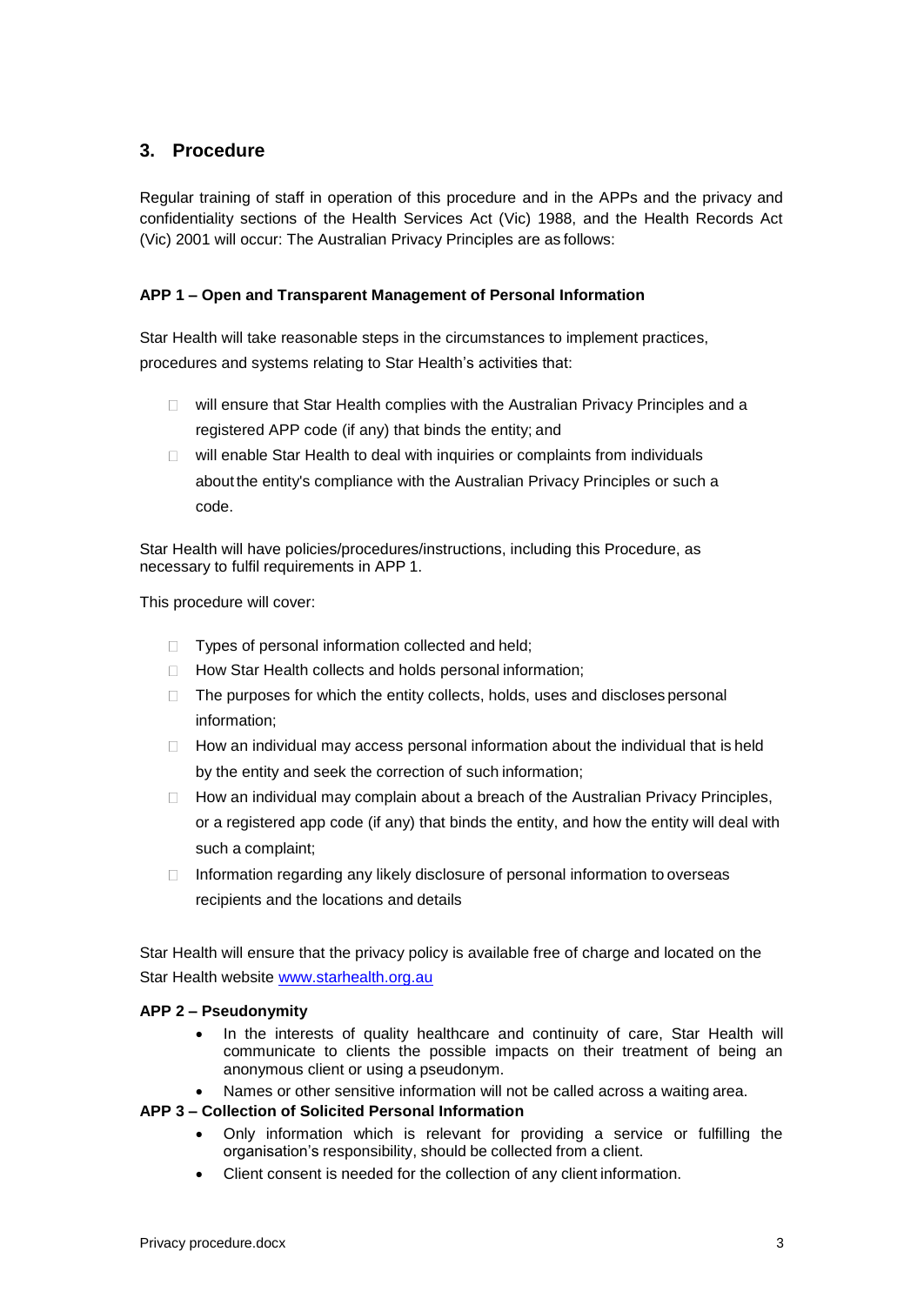## 3. Procedure

Regular training of staff in operation of this procedure and in the APPs and the privacy and confidentiality sections of the Health Services Act (Vic) 1988, and the Health Records Act (Vic) 2001 will occur: The Australian Privacy Principles are as follows:

**APP 1 – Open and Transparent Management of Personal Information**

Star Health will take reasonable steps in the circumstances to implement practices, procedures and systems relating to Star Health's activities that:

- will ensure that Star Health complies with the Australian Privacy Principles and a registered APP code (if any) that binds the entity; and
- will enable Star Health to deal with inquiries or complaints from individuals about the entity's compliance with the Australian Privacy Principles or such a code.

Star Health will have policies/procedures/instructions, including this Procedure, as necessary to fulfil requirements in APP 1.

This procedure will cover:

- Types of personal information collected and held;
- How Star Health collects and holds personal information;
- The purposes for which the entity collects, holds, uses and discloses personal information;
- How an individual may access personal information about the individual that is held by the entity and seek the correction of such information;
- How an individual may complain about a breach of the Australian Privacy Principles, or a registered app code (if any) that binds the entity, and how the entity will deal with such a complaint;
- Information regarding any likely disclosure of personal information to overseas recipients and the locations and details

Star Health will ensure that the privacy policy is available free of charge and located on the Star Health website www.starhealth.org.au

**APP 2 – Pseudonymity**

- In the interests of quality healthcare and continuity of care, Star Health will communicate to clients the possible impacts on their treatment of being an anonymous client or using a pseudonym.
- Names or other sensitive information will not be called across a waiting area.

**APP 3 – Collection of Solicited Personal Information**

- Only information which is relevant for providing a service or fulfilling the organisation's responsibility, should be collected from a client.
- Client consent is needed for the collection of any client information.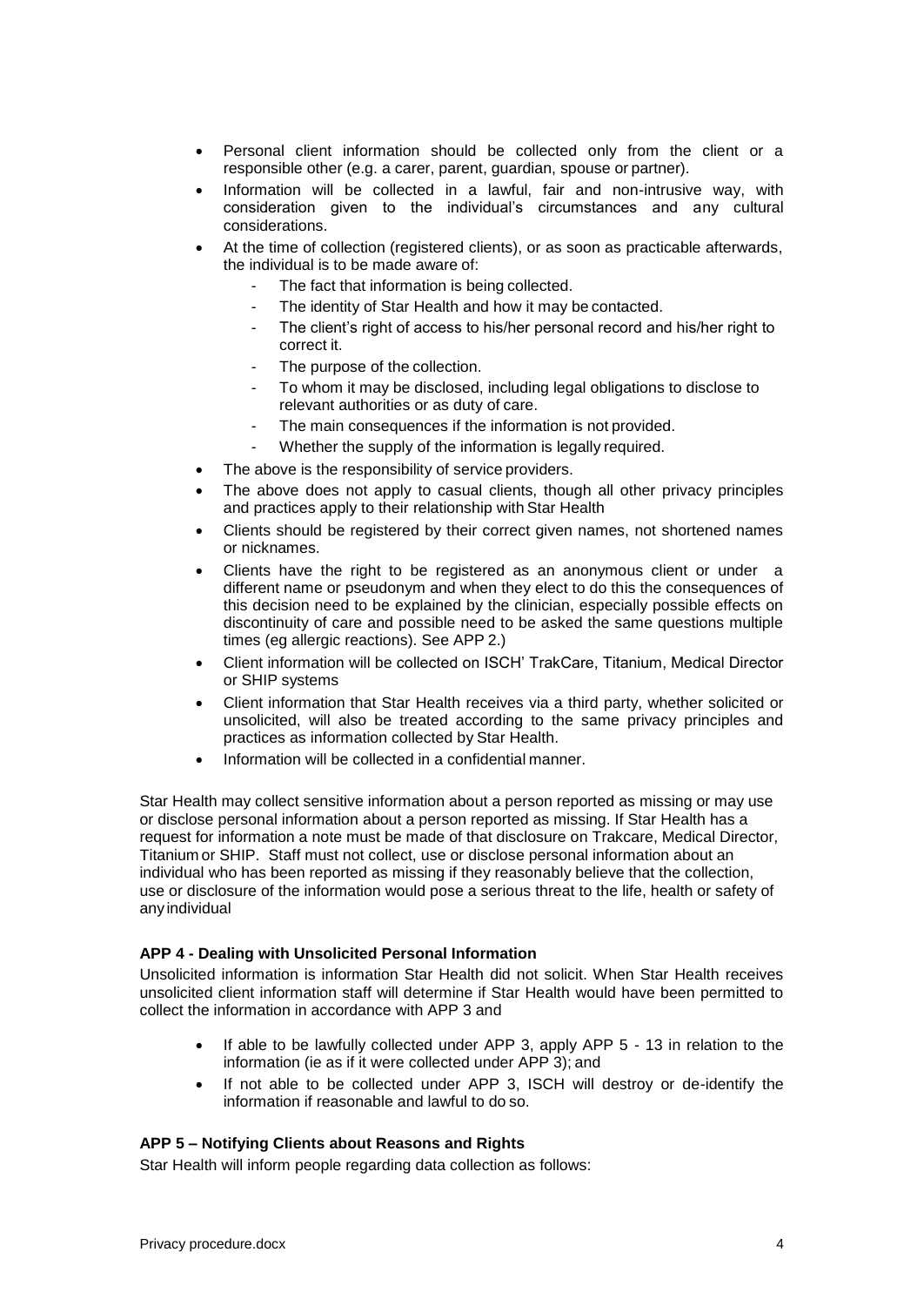- Personal client information should be collected only from the client or a responsible other (e.g. a carer, parent, guardian, spouse or partner).
- Information will be collected in a lawful, fair and non-intrusive way, with consideration given to the individual's circumstances and any cultural considerations.
- At the time of collection (registered clients), or as soon as practicable afterwards, the individual is to be made aware of:
  - The fact that information is being collected.
  - The identity of Star Health and how it may be contacted.
  - The client's right of access to his/her personal record and his/her right to correct it.
  - The purpose of the collection.
  - To whom it may be disclosed, including legal obligations to disclose to relevant authorities or as duty of care.
  - The main consequences if the information is not provided.
  - Whether the supply of the information is legally required.
- The above is the responsibility of service providers.
- The above does not apply to casual clients, though all other privacy principles and practices apply to their relationship with Star Health
- Clients should be registered by their correct given names, not shortened names or nicknames.
- Clients have the right to be registered as an anonymous client or under a different name or pseudonym and when they elect to do this the consequences of this decision need to be explained by the clinician, especially possible effects on discontinuity of care and possible need to be asked the same questions multiple times (eg allergic reactions). See APP 2.)
- Client information will be collected on ISCH' TrakCare, Titanium, Medical Director or SHIP systems
- Client information that Star Health receives via a third party, whether solicited or unsolicited, will also be treated according to the same privacy principles and practices as information collected by Star Health.
- Information will be collected in a confidential manner.

Star Health may collect sensitive information about a person reported as missing or may use or disclose personal information about a person reported as missing. If Star Health has a request for information a note must be made of that disclosure on Trakcare, Medical Director, Titanium or SHIP. Staff must not collect, use or disclose personal information about an individual who has been reported as missing if they reasonably believe that the collection, use or disclosure of the information would pose a serious threat to the life, health or safety of any individual

**APP 4 - Dealing with Unsolicited Personal Information**

Unsolicited information is information Star Health did not solicit. When Star Health receives unsolicited client information staff will determine if Star Health would have been permitted to collect the information in accordance with APP 3 and

- If able to be lawfully collected under APP 3, apply APP 5 - 13 in relation to the information (ie as if it were collected under APP 3); and
- If not able to be collected under APP 3, ISCH will destroy or de-identify the information if reasonable and lawful to do so.

**APP 5 – Notifying Clients about Reasons and Rights**

Star Health will inform people regarding data collection as follows: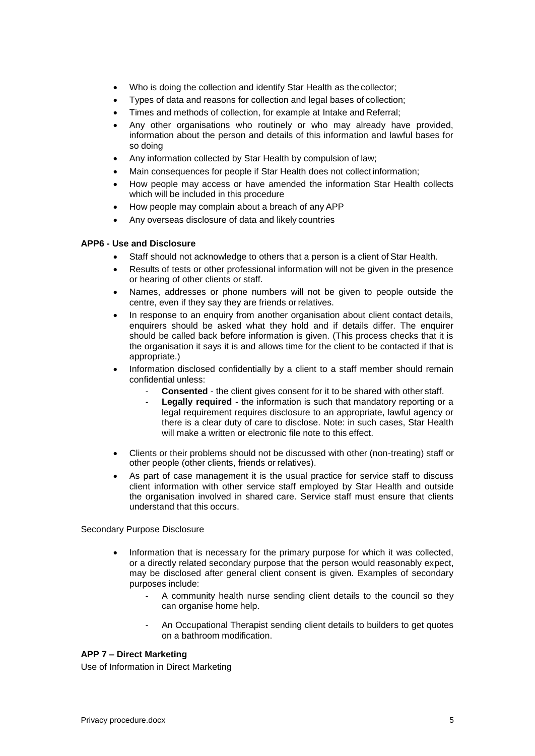- Who is doing the collection and identify Star Health as the collector;
- Types of data and reasons for collection and legal bases of collection;
- Times and methods of collection, for example at Intake and Referral;
- Any other organisations who routinely or who may already have provided, information about the person and details of this information and lawful bases for so doing
- Any information collected by Star Health by compulsion of law;
- Main consequences for people if Star Health does not collect information;
- How people may access or have amended the information Star Health collects which will be included in this procedure
- How people may complain about a breach of any APP
- Any overseas disclosure of data and likely countries

**APP6 - Use and Disclosure**

- Staff should not acknowledge to others that a person is a client of Star Health.
- Results of tests or other professional information will not be given in the presence or hearing of other clients or staff.
- Names, addresses or phone numbers will not be given to people outside the centre, even if they say they are friends or relatives.
- In response to an enquiry from another organisation about client contact details, enquirers should be asked what they hold and if details differ. The enquirer should be called back before information is given. (This process checks that it is the organisation it says it is and allows time for the client to be contacted if that is appropriate.)
- Information disclosed confidentially by a client to a staff member should remain confidential unless:
  - **Consented** - the client gives consent for it to be shared with other staff.
  - **Legally required** - the information is such that mandatory reporting or a legal requirement requires disclosure to an appropriate, lawful agency or there is a clear duty of care to disclose. Note: in such cases, Star Health will make a written or electronic file note to this effect.
- Clients or their problems should not be discussed with other (non-treating) staff or other people (other clients, friends or relatives).
- As part of case management it is the usual practice for service staff to discuss client information with other service staff employed by Star Health and outside the organisation involved in shared care. Service staff must ensure that clients understand that this occurs.

Secondary Purpose Disclosure

- Information that is necessary for the primary purpose for which it was collected, or a directly related secondary purpose that the person would reasonably expect, may be disclosed after general client consent is given. Examples of secondary purposes include:
  - A community health nurse sending client details to the council so they can organise home help.
  - An Occupational Therapist sending client details to builders to get quotes on a bathroom modification.

**APP 7 – Direct Marketing**

Use of Information in Direct Marketing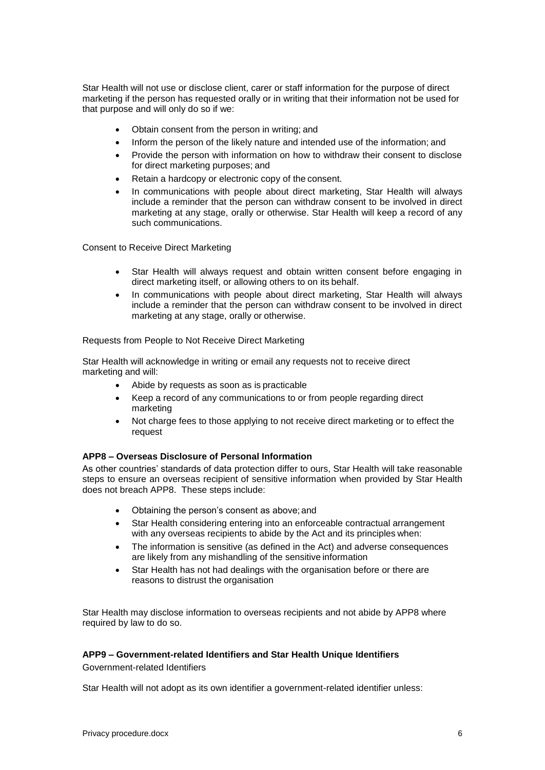Star Health will not use or disclose client, carer or staff information for the purpose of direct marketing if the person has requested orally or in writing that their information not be used for that purpose and will only do so if we:

- Obtain consent from the person in writing; and
- Inform the person of the likely nature and intended use of the information; and
- Provide the person with information on how to withdraw their consent to disclose for direct marketing purposes; and
- Retain a hardcopy or electronic copy of the consent.
- In communications with people about direct marketing, Star Health will always include a reminder that the person can withdraw consent to be involved in direct marketing at any stage, orally or otherwise. Star Health will keep a record of any such communications.

Consent to Receive Direct Marketing

- Star Health will always request and obtain written consent before engaging in direct marketing itself, or allowing others to on its behalf.
- In communications with people about direct marketing, Star Health will always include a reminder that the person can withdraw consent to be involved in direct marketing at any stage, orally or otherwise.

Requests from People to Not Receive Direct Marketing

Star Health will acknowledge in writing or email any requests not to receive direct marketing and will:

- Abide by requests as soon as is practicable
- Keep a record of any communications to or from people regarding direct marketing
- Not charge fees to those applying to not receive direct marketing or to effect the request

**APP8 – Overseas Disclosure of Personal Information**

As other countries' standards of data protection differ to ours, Star Health will take reasonable steps to ensure an overseas recipient of sensitive information when provided by Star Health does not breach APP8. These steps include:

- Obtaining the person's consent as above; and
- Star Health considering entering into an enforceable contractual arrangement with any overseas recipients to abide by the Act and its principles when:
- The information is sensitive (as defined in the Act) and adverse consequences are likely from any mishandling of the sensitive information
- Star Health has not had dealings with the organisation before or there are reasons to distrust the organisation

Star Health may disclose information to overseas recipients and not abide by APP8 where required by law to do so.

**APP9 – Government-related Identifiers and Star Health Unique Identifiers**

Government-related Identifiers

Star Health will not adopt as its own identifier a government-related identifier unless: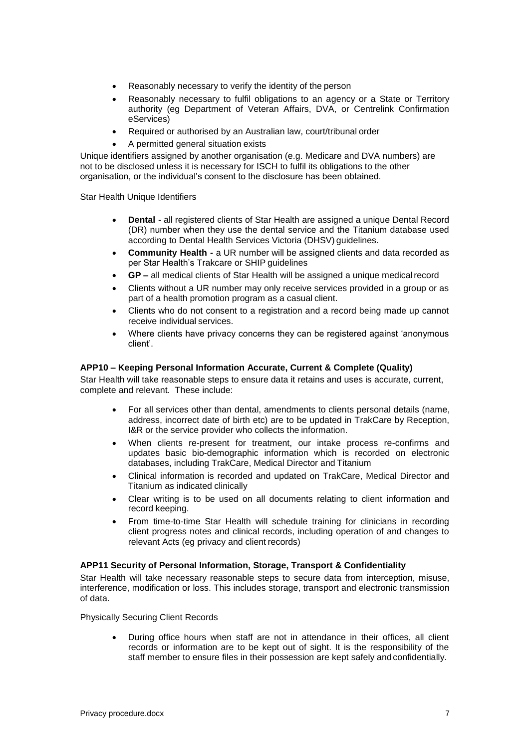- Reasonably necessary to verify the identity of the person
- Reasonably necessary to fulfil obligations to an agency or a State or Territory authority (eg Department of Veteran Affairs, DVA, or Centrelink Confirmation eServices)
- Required or authorised by an Australian law, court/tribunal order
- A permitted general situation exists

Unique identifiers assigned by another organisation (e.g. Medicare and DVA numbers) are not to be disclosed unless it is necessary for ISCH to fulfil its obligations to the other organisation, or the individual's consent to the disclosure has been obtained.

Star Health Unique Identifiers

- **Dental** - all registered clients of Star Health are assigned a unique Dental Record (DR) number when they use the dental service and the Titanium database used according to Dental Health Services Victoria (DHSV) guidelines.
- **Community Health -** a UR number will be assigned clients and data recorded as per Star Health's Trakcare or SHIP guidelines
- **GP –** all medical clients of Star Health will be assigned a unique medical record
- Clients without a UR number may only receive services provided in a group or as part of a health promotion program as a casual client.
- Clients who do not consent to a registration and a record being made up cannot receive individual services.
- Where clients have privacy concerns they can be registered against 'anonymous client'.

### APP10 – Keeping Personal Information Accurate, Current & Complete (Quality)

Star Health will take reasonable steps to ensure data it retains and uses is accurate, current, complete and relevant. These include:

- For all services other than dental, amendments to clients personal details (name, address, incorrect date of birth etc) are to be updated in TrakCare by Reception, I&R or the service provider who collects the information.
- When clients re-present for treatment, our intake process re-confirms and updates basic bio-demographic information which is recorded on electronic databases, including TrakCare, Medical Director and Titanium
- Clinical information is recorded and updated on TrakCare, Medical Director and Titanium as indicated clinically
- Clear writing is to be used on all documents relating to client information and record keeping.
- From time-to-time Star Health will schedule training for clinicians in recording client progress notes and clinical records, including operation of and changes to relevant Acts (eg privacy and client records)

### APP11 Security of Personal Information, Storage, Transport & Confidentiality

Star Health will take necessary reasonable steps to secure data from interception, misuse, interference, modification or loss. This includes storage, transport and electronic transmission of data.

Physically Securing Client Records

- During office hours when staff are not in attendance in their offices, all client records or information are to be kept out of sight. It is the responsibility of the staff member to ensure files in their possession are kept safely and confidentially.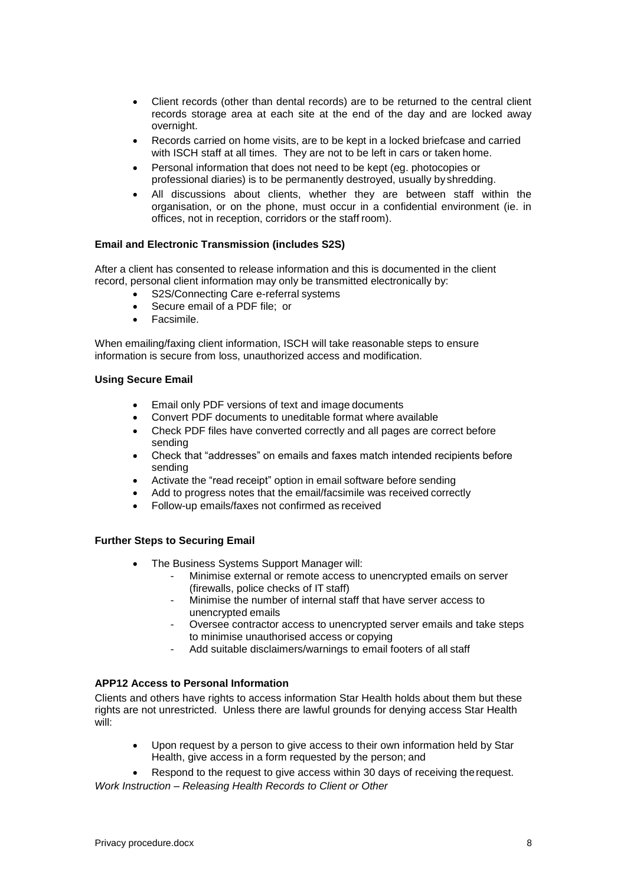- Client records (other than dental records) are to be returned to the central client records storage area at each site at the end of the day and are locked away overnight.
- Records carried on home visits, are to be kept in a locked briefcase and carried with ISCH staff at all times. They are not to be left in cars or taken home.
- Personal information that does not need to be kept (eg. photocopies or professional diaries) is to be permanently destroyed, usually by shredding.
- All discussions about clients, whether they are between staff within the organisation, or on the phone, must occur in a confidential environment (ie. in offices, not in reception, corridors or the staff room).

**Email and Electronic Transmission (includes S2S)**

After a client has consented to release information and this is documented in the client record, personal client information may only be transmitted electronically by:

- S2S/Connecting Care e-referral systems
- Secure email of a PDF file; or
- Facsimile.

When emailing/faxing client information, ISCH will take reasonable steps to ensure information is secure from loss, unauthorized access and modification.

**Using Secure Email**

- Email only PDF versions of text and image documents
- Convert PDF documents to uneditable format where available
- Check PDF files have converted correctly and all pages are correct before sending
- Check that "addresses" on emails and faxes match intended recipients before sending
- Activate the "read receipt" option in email software before sending
- Add to progress notes that the email/facsimile was received correctly
- Follow-up emails/faxes not confirmed as received

**Further Steps to Securing Email**

- The Business Systems Support Manager will:
  - Minimise external or remote access to unencrypted emails on server (firewalls, police checks of IT staff)
  - Minimise the number of internal staff that have server access to unencrypted emails
  - Oversee contractor access to unencrypted server emails and take steps to minimise unauthorised access or copying
  - Add suitable disclaimers/warnings to email footers of all staff

**APP12 Access to Personal Information**

Clients and others have rights to access information Star Health holds about them but these rights are not unrestricted. Unless there are lawful grounds for denying access Star Health will:

- Upon request by a person to give access to their own information held by Star Health, give access in a form requested by the person; and
- Respond to the request to give access within 30 days of receiving the request.

*Work Instruction – Releasing Health Records to Client or Other*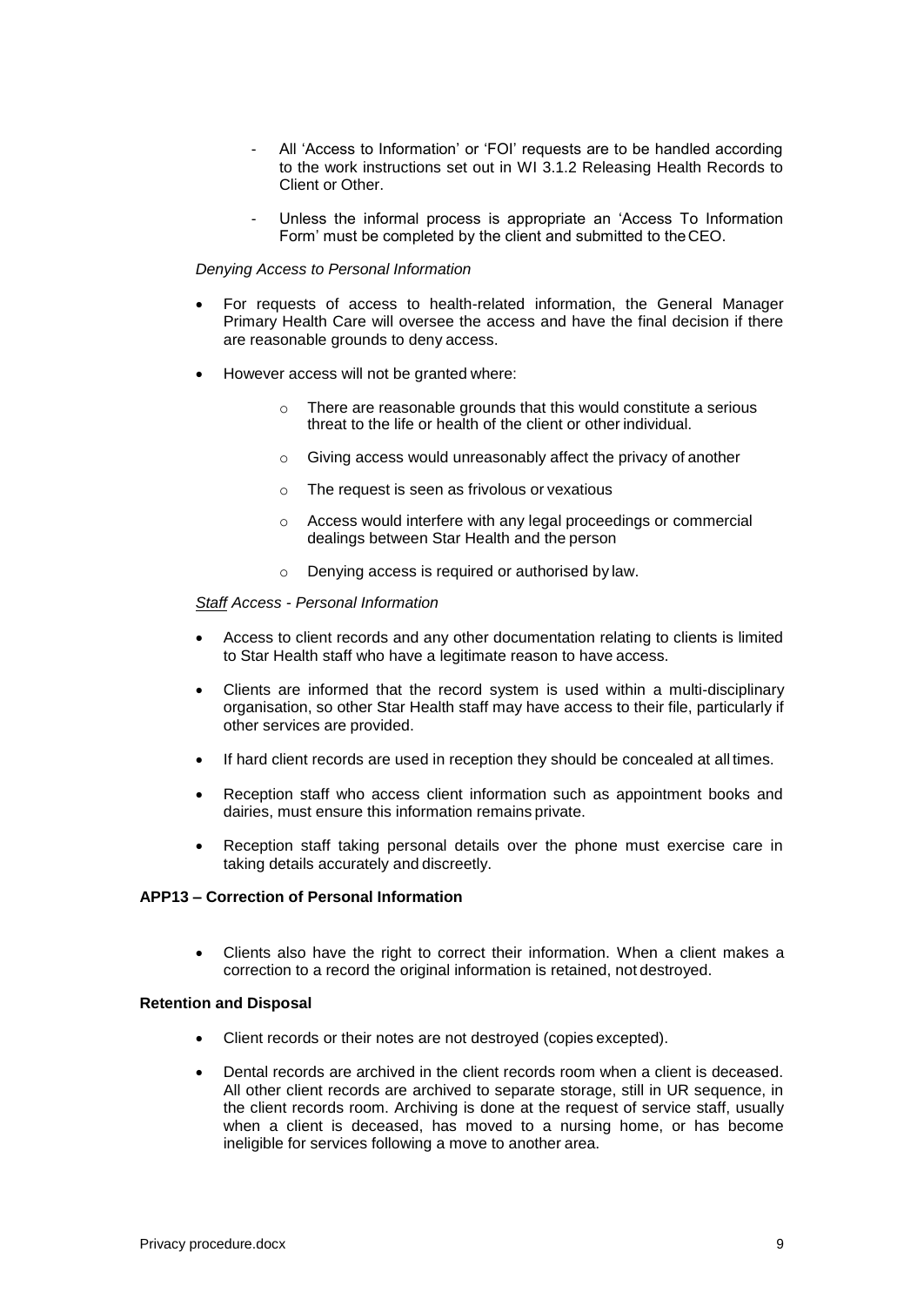- All 'Access to Information' or 'FOI' requests are to be handled according to the work instructions set out in WI 3.1.2 Releasing Health Records to Client or Other.
- Unless the informal process is appropriate an 'Access To Information Form' must be completed by the client and submitted to the CEO.

*Denying Access to Personal Information*

- For requests of access to health-related information, the General Manager Primary Health Care will oversee the access and have the final decision if there are reasonable grounds to deny access.
- However access will not be granted where:
  - There are reasonable grounds that this would constitute a serious threat to the life or health of the client or other individual.
  - Giving access would unreasonably affect the privacy of another
  - The request is seen as frivolous or vexatious
  - Access would interfere with any legal proceedings or commercial dealings between Star Health and the person
  - Denying access is required or authorised by law.

*Staff Access - Personal Information*

- Access to client records and any other documentation relating to clients is limited to Star Health staff who have a legitimate reason to have access.
- Clients are informed that the record system is used within a multi-disciplinary organisation, so other Star Health staff may have access to their file, particularly if other services are provided.
- If hard client records are used in reception they should be concealed at all times.
- Reception staff who access client information such as appointment books and dairies, must ensure this information remains private.
- Reception staff taking personal details over the phone must exercise care in taking details accurately and discreetly.

**APP13 – Correction of Personal Information**

- Clients also have the right to correct their information. When a client makes a correction to a record the original information is retained, not destroyed.

**Retention and Disposal**

- Client records or their notes are not destroyed (copies excepted).
- Dental records are archived in the client records room when a client is deceased. All other client records are archived to separate storage, still in UR sequence, in the client records room. Archiving is done at the request of service staff, usually when a client is deceased, has moved to a nursing home, or has become ineligible for services following a move to another area.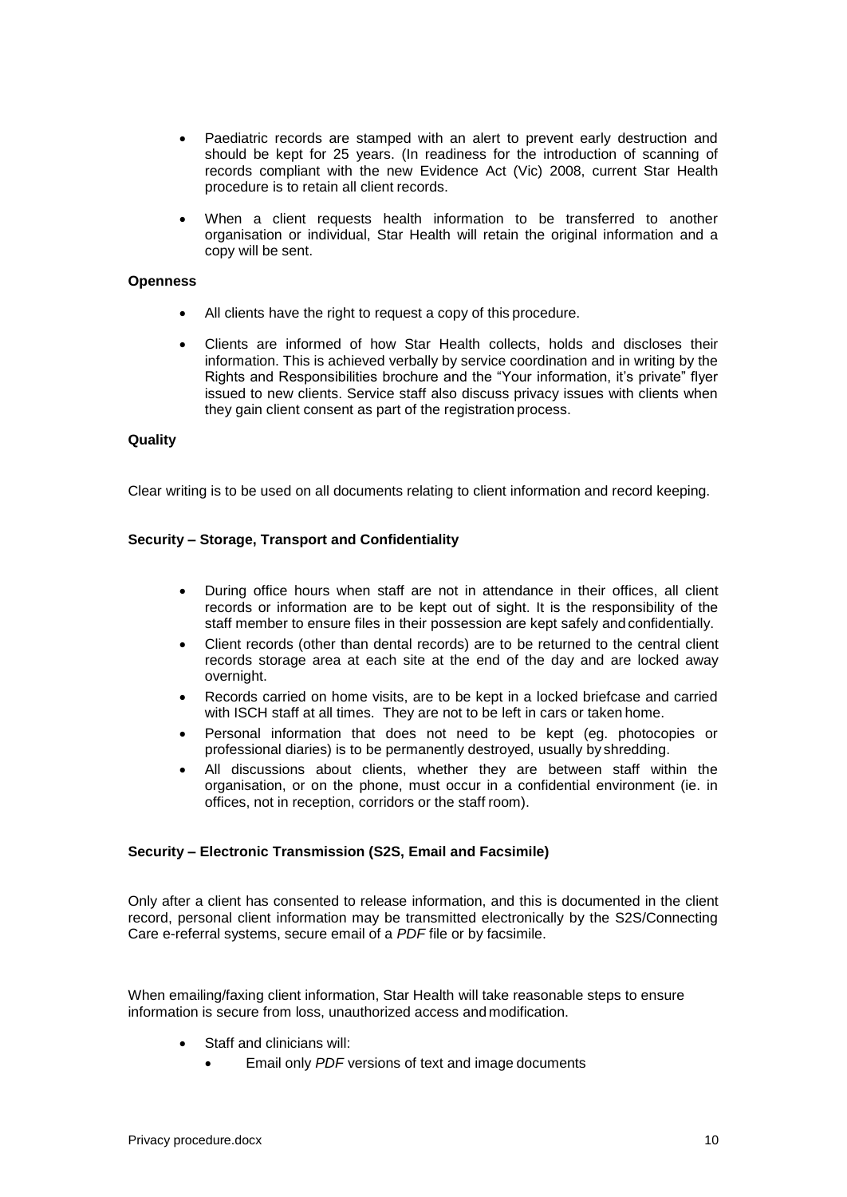- Paediatric records are stamped with an alert to prevent early destruction and should be kept for 25 years. (In readiness for the introduction of scanning of records compliant with the new Evidence Act (Vic) 2008, current Star Health procedure is to retain all client records.
- When a client requests health information to be transferred to another organisation or individual, Star Health will retain the original information and a copy will be sent.

**Openness**

- All clients have the right to request a copy of this procedure.
- Clients are informed of how Star Health collects, holds and discloses their information. This is achieved verbally by service coordination and in writing by the Rights and Responsibilities brochure and the "Your information, it's private" flyer issued to new clients. Service staff also discuss privacy issues with clients when they gain client consent as part of the registration process.

**Quality**

Clear writing is to be used on all documents relating to client information and record keeping.

**Security – Storage, Transport and Confidentiality**

- During office hours when staff are not in attendance in their offices, all client records or information are to be kept out of sight. It is the responsibility of the staff member to ensure files in their possession are kept safely and confidentially.
- Client records (other than dental records) are to be returned to the central client records storage area at each site at the end of the day and are locked away overnight.
- Records carried on home visits, are to be kept in a locked briefcase and carried with ISCH staff at all times. They are not to be left in cars or taken home.
- Personal information that does not need to be kept (eg. photocopies or professional diaries) is to be permanently destroyed, usually by shredding.
- All discussions about clients, whether they are between staff within the organisation, or on the phone, must occur in a confidential environment (ie. in offices, not in reception, corridors or the staff room).

**Security – Electronic Transmission (S2S, Email and Facsimile)**

Only after a client has consented to release information, and this is documented in the client record, personal client information may be transmitted electronically by the S2S/Connecting Care e-referral systems, secure email of a *PDF* file or by facsimile.

When emailing/faxing client information, Star Health will take reasonable steps to ensure information is secure from loss, unauthorized access and modification.

- Staff and clinicians will:
  - Email only *PDF* versions of text and image documents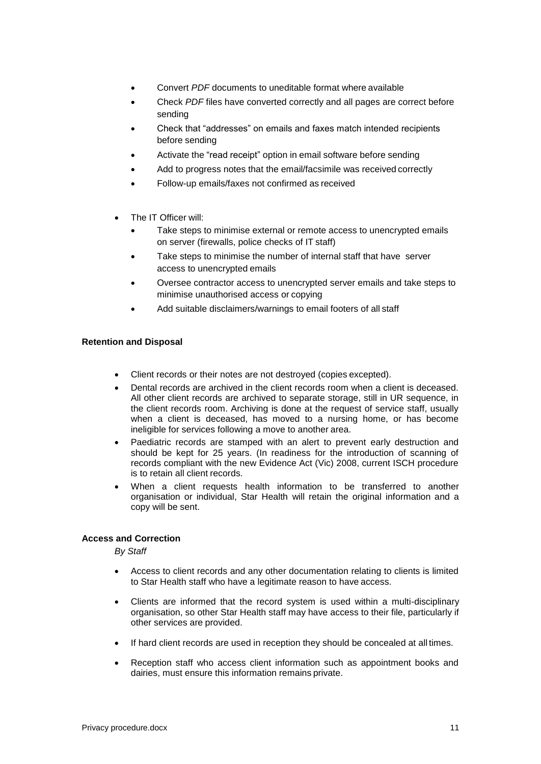- Convert *PDF* documents to uneditable format where available
- Check *PDF* files have converted correctly and all pages are correct before sending
- Check that "addresses" on emails and faxes match intended recipients before sending
- Activate the "read receipt" option in email software before sending
- Add to progress notes that the email/facsimile was received correctly
- Follow-up emails/faxes not confirmed as received

- The IT Officer will:
  - Take steps to minimise external or remote access to unencrypted emails on server (firewalls, police checks of IT staff)
  - Take steps to minimise the number of internal staff that have server access to unencrypted emails
  - Oversee contractor access to unencrypted server emails and take steps to minimise unauthorised access or copying
  - Add suitable disclaimers/warnings to email footers of all staff

**Retention and Disposal**

- Client records or their notes are not destroyed (copies excepted).
- Dental records are archived in the client records room when a client is deceased. All other client records are archived to separate storage, still in UR sequence, in the client records room. Archiving is done at the request of service staff, usually when a client is deceased, has moved to a nursing home, or has become ineligible for services following a move to another area.
- Paediatric records are stamped with an alert to prevent early destruction and should be kept for 25 years. (In readiness for the introduction of scanning of records compliant with the new Evidence Act (Vic) 2008, current ISCH procedure is to retain all client records.
- When a client requests health information to be transferred to another organisation or individual, Star Health will retain the original information and a copy will be sent.

**Access and Correction**

*By Staff*

- Access to client records and any other documentation relating to clients is limited to Star Health staff who have a legitimate reason to have access.
- Clients are informed that the record system is used within a multi-disciplinary organisation, so other Star Health staff may have access to their file, particularly if other services are provided.
- If hard client records are used in reception they should be concealed at all times.
- Reception staff who access client information such as appointment books and dairies, must ensure this information remains private.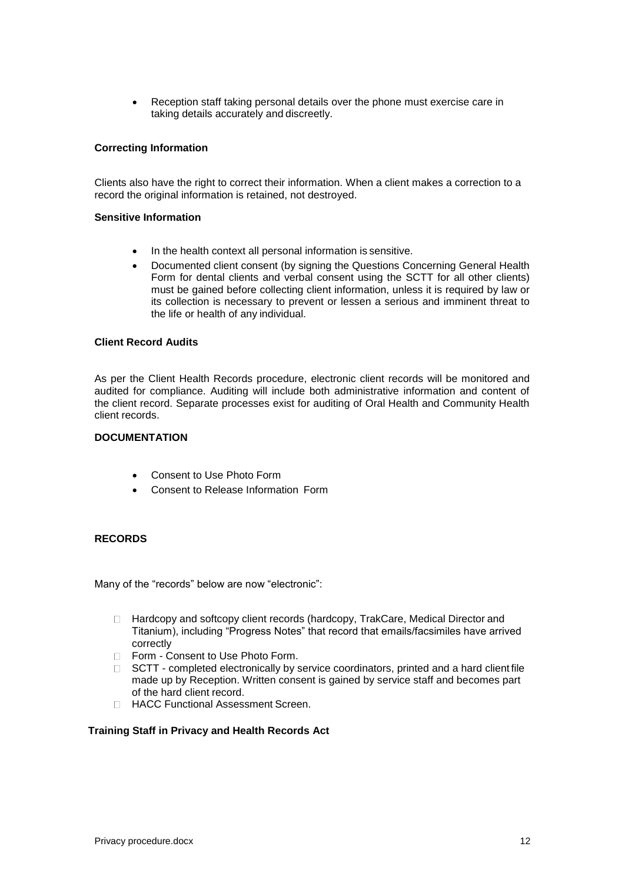- Reception staff taking personal details over the phone must exercise care in taking details accurately and discreetly.

### Correcting Information

Clients also have the right to correct their information. When a client makes a correction to a record the original information is retained, not destroyed.

### Sensitive Information

- In the health context all personal information is sensitive.
- Documented client consent (by signing the Questions Concerning General Health Form for dental clients and verbal consent using the SCTT for all other clients) must be gained before collecting client information, unless it is required by law or its collection is necessary to prevent or lessen a serious and imminent threat to the life or health of any individual.

### Client Record Audits

As per the Client Health Records procedure, electronic client records will be monitored and audited for compliance. Auditing will include both administrative information and content of the client record. Separate processes exist for auditing of Oral Health and Community Health client records.

## DOCUMENTATION

- Consent to Use Photo Form
- Consent to Release Information Form

## RECORDS

Many of the "records" below are now "electronic":

- Hardcopy and softcopy client records (hardcopy, TrakCare, Medical Director and Titanium), including "Progress Notes" that record that emails/facsimiles have arrived correctly
- Form - Consent to Use Photo Form.
- SCTT - completed electronically by service coordinators, printed and a hard client file made up by Reception. Written consent is gained by service staff and becomes part of the hard client record.
- HACC Functional Assessment Screen.

### Training Staff in Privacy and Health Records Act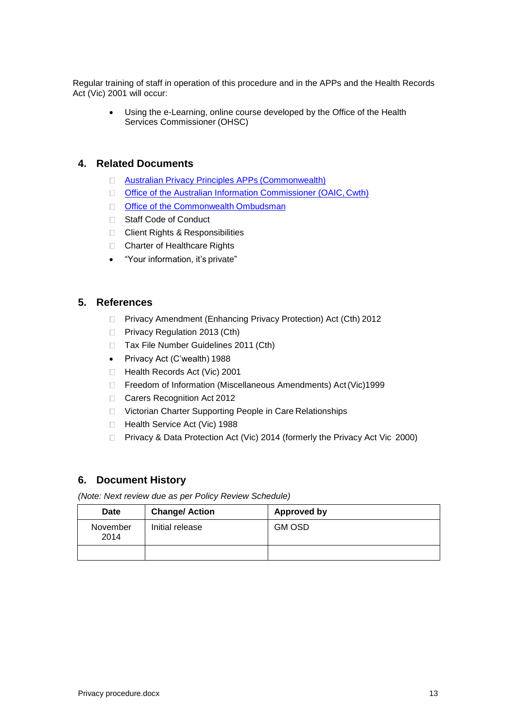Regular training of staff in operation of this procedure and in the APPs and the Health Records Act (Vic) 2001 will occur:

- Using the e-Learning, online course developed by the Office of the Health Services Commissioner (OHSC)

## 4. Related Documents

- Australian Privacy Principles APPs (Commonwealth)
- Office of the Australian Information Commissioner (OAIC, Cwth)
- Office of the Commonwealth Ombudsman
- Staff Code of Conduct
- Client Rights & Responsibilities
- Charter of Healthcare Rights
- "Your information, it's private"

## 5. References

- Privacy Amendment (Enhancing Privacy Protection) Act (Cth) 2012
- Privacy Regulation 2013 (Cth)
- Tax File Number Guidelines 2011 (Cth)
- Privacy Act (C'wealth) 1988
- Health Records Act (Vic) 2001
- Freedom of Information (Miscellaneous Amendments) Act (Vic)1999
- Carers Recognition Act 2012
- Victorian Charter Supporting People in Care Relationships
- Health Service Act (Vic) 1988
- Privacy & Data Protection Act (Vic) 2014 (formerly the Privacy Act Vic 2000)

## 6. Document History

*(Note: Next review due as per Policy Review Schedule)*

| Date | Change/ Action | Approved by |
|---|---|---|
| November 2014 | Initial release | GM OSD |
| | | |